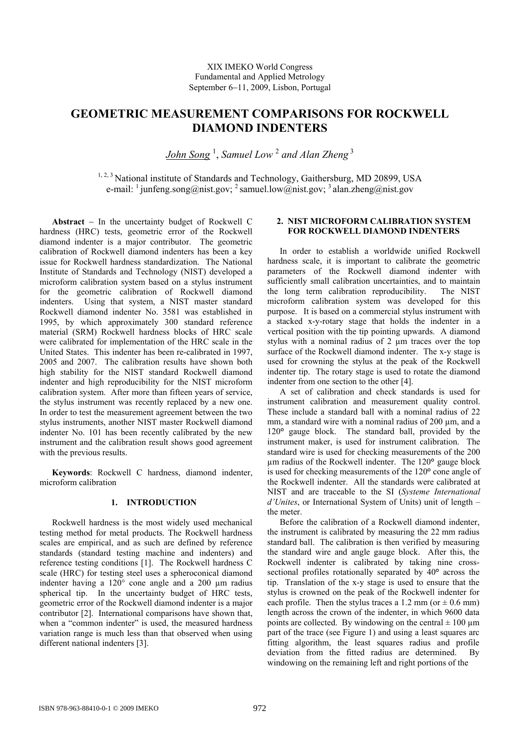XIX IMEKO World Congress
Fundamental and Applied Metrology
September 6−11, 2009, Lisbon, Portugal

# GEOMETRIC MEASUREMENT COMPARISONS FOR ROCKWELL DIAMOND INDENTERS

*John Song* [1], *Samuel Low* [2] *and Alan Zheng* [3]

[1, 2, 3] National institute of Standards and Technology, Gaithersburg, MD 20899, USA
e-mail: [1] junfeng.song@nist.gov; [2] samuel.low@nist.gov; [3] alan.zheng@nist.gov

**Abstract** − In the uncertainty budget of Rockwell C hardness (HRC) tests, geometric error of the Rockwell diamond indenter is a major contributor. The geometric calibration of Rockwell diamond indenters has been a key issue for Rockwell hardness standardization. The National Institute of Standards and Technology (NIST) developed a microform calibration system based on a stylus instrument for the geometric calibration of Rockwell diamond indenters. Using that system, a NIST master standard Rockwell diamond indenter No. 3581 was established in 1995, by which approximately 300 standard reference material (SRM) Rockwell hardness blocks of HRC scale were calibrated for implementation of the HRC scale in the United States. This indenter has been re-calibrated in 1997, 2005 and 2007. The calibration results have shown both high stability for the NIST standard Rockwell diamond indenter and high reproducibility for the NIST microform calibration system. After more than fifteen years of service, the stylus instrument was recently replaced by a new one. In order to test the measurement agreement between the two stylus instruments, another NIST master Rockwell diamond indenter No. 101 has been recently calibrated by the new instrument and the calibration result shows good agreement with the previous results.

**Keywords**: Rockwell C hardness, diamond indenter, microform calibration

## 1. INTRODUCTION

Rockwell hardness is the most widely used mechanical testing method for metal products. The Rockwell hardness scales are empirical, and as such are defined by reference standards (standard testing machine and indenters) and reference testing conditions [1]. The Rockwell hardness C scale (HRC) for testing steel uses a spheroconical diamond indenter having a 120° cone angle and a 200 µm radius spherical tip. In the uncertainty budget of HRC tests, geometric error of the Rockwell diamond indenter is a major contributor [2]. International comparisons have shown that, when a "common indenter" is used, the measured hardness variation range is much less than that observed when using different national indenters [3].

## 2. NIST MICROFORM CALIBRATION SYSTEM FOR ROCKWELL DIAMOND INDENTERS

In order to establish a worldwide unified Rockwell hardness scale, it is important to calibrate the geometric parameters of the Rockwell diamond indenter with sufficiently small calibration uncertainties, and to maintain the long term calibration reproducibility. The NIST microform calibration system was developed for this purpose. It is based on a commercial stylus instrument with a stacked x-y-rotary stage that holds the indenter in a vertical position with the tip pointing upwards. A diamond stylus with a nominal radius of 2 µm traces over the top surface of the Rockwell diamond indenter. The x-y stage is used for crowning the stylus at the peak of the Rockwell indenter tip. The rotary stage is used to rotate the diamond indenter from one section to the other [4].

A set of calibration and check standards is used for instrument calibration and measurement quality control. These include a standard ball with a nominal radius of 22 mm, a standard wire with a nominal radius of 200 µm, and a 120° gauge block. The standard ball, provided by the instrument maker, is used for instrument calibration. The standard wire is used for checking measurements of the 200 µm radius of the Rockwell indenter. The 120° gauge block is used for checking measurements of the 120° cone angle of the Rockwell indenter. All the standards were calibrated at NIST and are traceable to the SI (*Systeme International d'Unites*, or International System of Units) unit of length – the meter.

Before the calibration of a Rockwell diamond indenter, the instrument is calibrated by measuring the 22 mm radius standard ball. The calibration is then verified by measuring the standard wire and angle gauge block. After this, the Rockwell indenter is calibrated by taking nine cross-sectional profiles rotationally separated by 40° across the tip. Translation of the x-y stage is used to ensure that the stylus is crowned on the peak of the Rockwell indenter for each profile. Then the stylus traces a 1.2 mm (or ± 0.6 mm) length across the crown of the indenter, in which 9600 data points are collected. By windowing on the central ± 100 µm part of the trace (see Figure 1) and using a least squares arc fitting algorithm, the least squares radius and profile deviation from the fitted radius are determined. By windowing on the remaining left and right portions of the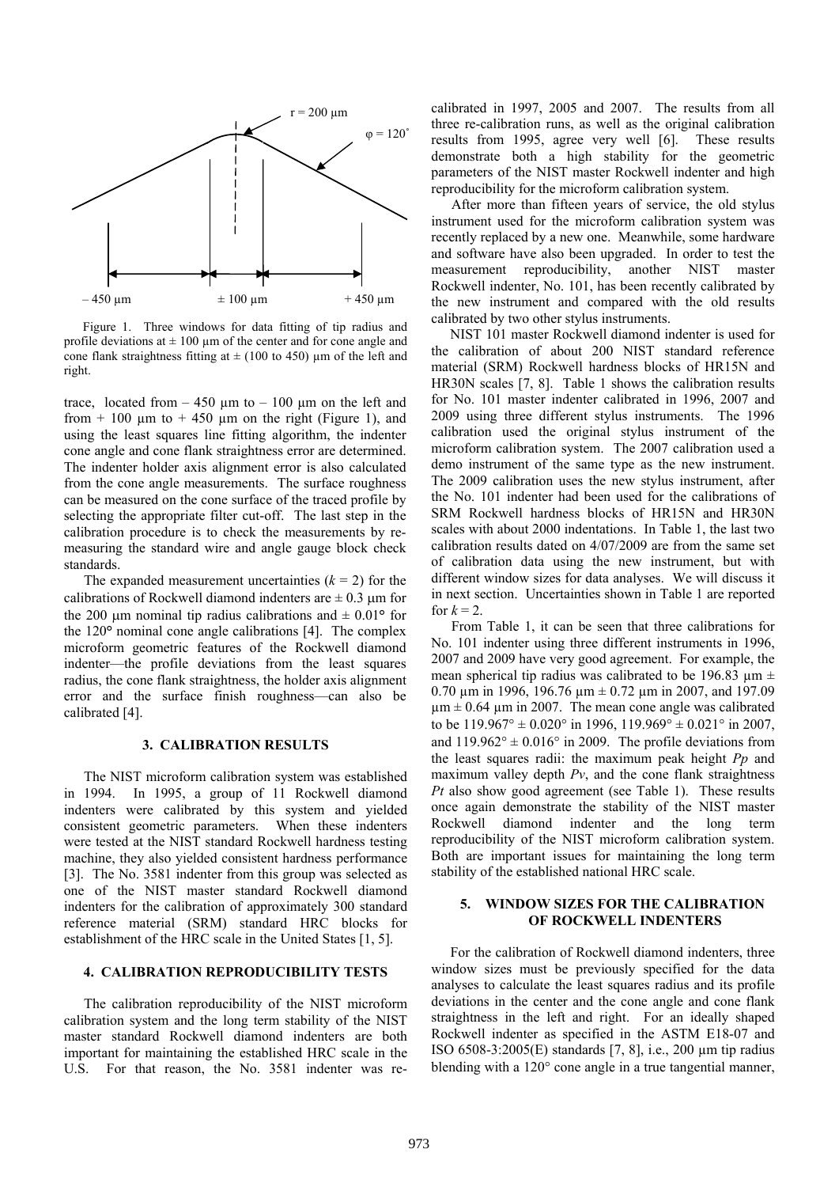Figure 1. Three windows for data fitting of tip radius and profile deviations at ± 100 μm of the center and for cone angle and cone flank straightness fitting at ± (100 to 450) μm of the left and right.

trace, located from – 450 μm to – 100 μm on the left and from + 100 μm to + 450 μm on the right (Figure 1), and using the least squares line fitting algorithm, the indenter cone angle and cone flank straightness error are determined. The indenter holder axis alignment error is also calculated from the cone angle measurements. The surface roughness can be measured on the cone surface of the traced profile by selecting the appropriate filter cut-off. The last step in the calibration procedure is to check the measurements by re-measuring the standard wire and angle gauge block check standards.

The expanded measurement uncertainties ($k = 2$) for the calibrations of Rockwell diamond indenters are ± 0.3 μm for the 200 μm nominal tip radius calibrations and ± 0.01° for the 120° nominal cone angle calibrations [4]. The complex microform geometric features of the Rockwell diamond indenter—the profile deviations from the least squares radius, the cone flank straightness, the holder axis alignment error and the surface finish roughness—can also be calibrated [4].

## 3. CALIBRATION RESULTS

The NIST microform calibration system was established in 1994. In 1995, a group of 11 Rockwell diamond indenters were calibrated by this system and yielded consistent geometric parameters. When these indenters were tested at the NIST standard Rockwell hardness testing machine, they also yielded consistent hardness performance [3]. The No. 3581 indenter from this group was selected as one of the NIST master standard Rockwell diamond indenters for the calibration of approximately 300 standard reference material (SRM) standard HRC blocks for establishment of the HRC scale in the United States [1, 5].

## 4. CALIBRATION REPRODUCIBILITY TESTS

The calibration reproducibility of the NIST microform calibration system and the long term stability of the NIST master standard Rockwell diamond indenters are both important for maintaining the established HRC scale in the U.S. For that reason, the No. 3581 indenter was re-calibrated in 1997, 2005 and 2007. The results from all three re-calibration runs, as well as the original calibration results from 1995, agree very well [6]. These results demonstrate both a high stability for the geometric parameters of the NIST master Rockwell indenter and high reproducibility for the microform calibration system.

After more than fifteen years of service, the old stylus instrument used for the microform calibration system was recently replaced by a new one. Meanwhile, some hardware and software have also been upgraded. In order to test the measurement reproducibility, another NIST master Rockwell indenter, No. 101, has been recently calibrated by the new instrument and compared with the old results calibrated by two other stylus instruments.

NIST 101 master Rockwell diamond indenter is used for the calibration of about 200 NIST standard reference material (SRM) Rockwell hardness blocks of HR15N and HR30N scales [7, 8]. Table 1 shows the calibration results for No. 101 master indenter calibrated in 1996, 2007 and 2009 using three different stylus instruments. The 1996 calibration used the original stylus instrument of the microform calibration system. The 2007 calibration used a demo instrument of the same type as the new instrument. The 2009 calibration uses the new stylus instrument, after the No. 101 indenter had been used for the calibrations of SRM Rockwell hardness blocks of HR15N and HR30N scales with about 2000 indentations. In Table 1, the last two calibration results dated on 4/07/2009 are from the same set of calibration data using the new instrument, but with different window sizes for data analyses. We will discuss it in next section. Uncertainties shown in Table 1 are reported for $k = 2$.

From Table 1, it can be seen that three calibrations for No. 101 indenter using three different instruments in 1996, 2007 and 2009 have very good agreement. For example, the mean spherical tip radius was calibrated to be 196.83 μm ± 0.70 μm in 1996, 196.76 μm ± 0.72 μm in 2007, and 197.09 μm ± 0.64 μm in 2007. The mean cone angle was calibrated to be 119.967° ± 0.020° in 1996, 119.969° ± 0.021° in 2007, and 119.962° ± 0.016° in 2009. The profile deviations from the least squares radii: the maximum peak height *Pp* and maximum valley depth *Pv*, and the cone flank straightness *Pt* also show good agreement (see Table 1). These results once again demonstrate the stability of the NIST master Rockwell diamond indenter and the long term reproducibility of the NIST microform calibration system. Both are important issues for maintaining the long term stability of the established national HRC scale.

## 5. WINDOW SIZES FOR THE CALIBRATION OF ROCKWELL INDENTERS

For the calibration of Rockwell diamond indenters, three window sizes must be previously specified for the data analyses to calculate the least squares radius and its profile deviations in the center and the cone angle and cone flank straightness in the left and right. For an ideally shaped Rockwell indenter as specified in the ASTM E18-07 and ISO 6508-3:2005(E) standards [7, 8], i.e., 200 μm tip radius blending with a 120° cone angle in a true tangential manner,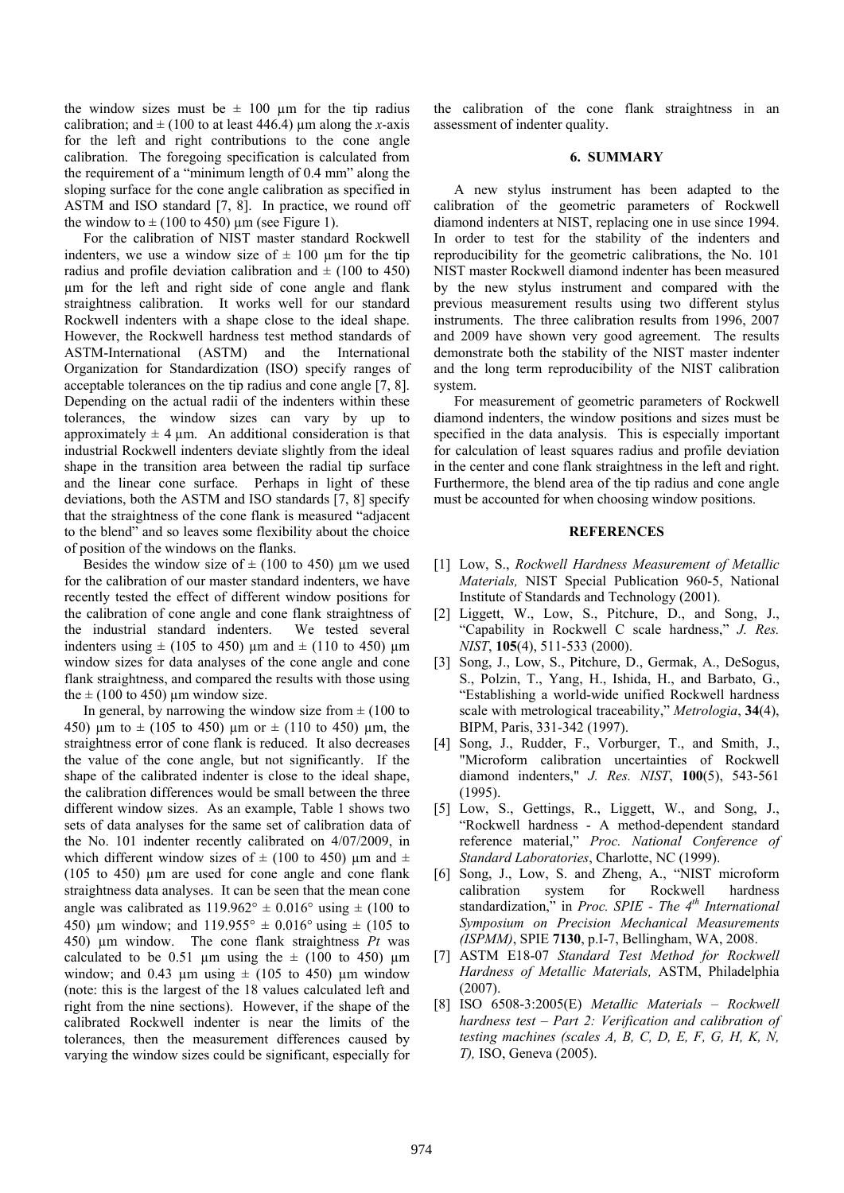the window sizes must be ± 100 µm for the tip radius calibration; and ± (100 to at least 446.4) µm along the *x*-axis for the left and right contributions to the cone angle calibration. The foregoing specification is calculated from the requirement of a "minimum length of 0.4 mm" along the sloping surface for the cone angle calibration as specified in ASTM and ISO standard [7, 8]. In practice, we round off the window to ± (100 to 450) µm (see Figure 1).

For the calibration of NIST master standard Rockwell indenters, we use a window size of ± 100 µm for the tip radius and profile deviation calibration and ± (100 to 450) µm for the left and right side of cone angle and flank straightness calibration. It works well for our standard Rockwell indenters with a shape close to the ideal shape. However, the Rockwell hardness test method standards of ASTM-International (ASTM) and the International Organization for Standardization (ISO) specify ranges of acceptable tolerances on the tip radius and cone angle [7, 8]. Depending on the actual radii of the indenters within these tolerances, the window sizes can vary by up to approximately ± 4 µm. An additional consideration is that industrial Rockwell indenters deviate slightly from the ideal shape in the transition area between the radial tip surface and the linear cone surface. Perhaps in light of these deviations, both the ASTM and ISO standards [7, 8] specify that the straightness of the cone flank is measured "adjacent to the blend" and so leaves some flexibility about the choice of position of the windows on the flanks.

Besides the window size of ± (100 to 450) µm we used for the calibration of our master standard indenters, we have recently tested the effect of different window positions for the calibration of cone angle and cone flank straightness of the industrial standard indenters. We tested several indenters using ± (105 to 450) µm and ± (110 to 450) µm window sizes for data analyses of the cone angle and cone flank straightness, and compared the results with those using the ± (100 to 450) µm window size.

In general, by narrowing the window size from ± (100 to 450) µm to ± (105 to 450) µm or ± (110 to 450) µm, the straightness error of cone flank is reduced. It also decreases the value of the cone angle, but not significantly. If the shape of the calibrated indenter is close to the ideal shape, the calibration differences would be small between the three different window sizes. As an example, Table 1 shows two sets of data analyses for the same set of calibration data of the No. 101 indenter recently calibrated on 4/07/2009, in which different window sizes of ± (100 to 450) µm and ± (105 to 450) µm are used for cone angle and cone flank straightness data analyses. It can be seen that the mean cone angle was calibrated as 119.962° ± 0.016° using ± (100 to 450) µm window; and 119.955° ± 0.016° using ± (105 to 450) µm window. The cone flank straightness *Pt* was calculated to be 0.51 µm using the ± (100 to 450) µm window; and 0.43 µm using ± (105 to 450) µm window (note: this is the largest of the 18 values calculated left and right from the nine sections). However, if the shape of the calibrated Rockwell indenter is near the limits of the tolerances, then the measurement differences caused by varying the window sizes could be significant, especially for the calibration of the cone flank straightness in an assessment of indenter quality.

## 6. SUMMARY

A new stylus instrument has been adapted to the calibration of the geometric parameters of Rockwell diamond indenters at NIST, replacing one in use since 1994. In order to test for the stability of the indenters and reproducibility for the geometric calibrations, the No. 101 NIST master Rockwell diamond indenter has been measured by the new stylus instrument and compared with the previous measurement results using two different stylus instruments. The three calibration results from 1996, 2007 and 2009 have shown very good agreement. The results demonstrate both the stability of the NIST master indenter and the long term reproducibility of the NIST calibration system.

For measurement of geometric parameters of Rockwell diamond indenters, the window positions and sizes must be specified in the data analysis. This is especially important for calibration of least squares radius and profile deviation in the center and cone flank straightness in the left and right. Furthermore, the blend area of the tip radius and cone angle must be accounted for when choosing window positions.

## REFERENCES

[1] Low, S., *Rockwell Hardness Measurement of Metallic Materials,* NIST Special Publication 960-5, National Institute of Standards and Technology (2001).

[2] Liggett, W., Low, S., Pitchure, D., and Song, J., "Capability in Rockwell C scale hardness," *J. Res. NIST*, **105**(4), 511-533 (2000).

[3] Song, J., Low, S., Pitchure, D., Germak, A., DeSogus, S., Polzin, T., Yang, H., Ishida, H., and Barbato, G., "Establishing a world-wide unified Rockwell hardness scale with metrological traceability," *Metrologia*, **34**(4), BIPM, Paris, 331-342 (1997).

[4] Song, J., Rudder, F., Vorburger, T., and Smith, J., "Microform calibration uncertainties of Rockwell diamond indenters," *J. Res. NIST*, **100**(5), 543-561 (1995).

[5] Low, S., Gettings, R., Liggett, W., and Song, J., "Rockwell hardness - A method-dependent standard reference material," *Proc. National Conference of Standard Laboratories*, Charlotte, NC (1999).

[6] Song, J., Low, S. and Zheng, A., "NIST microform calibration system for Rockwell hardness standardization," in *Proc. SPIE - The 4th International Symposium on Precision Mechanical Measurements (ISPMM)*, SPIE **7130**, p.I-7, Bellingham, WA, 2008.

[7] ASTM E18-07 *Standard Test Method for Rockwell Hardness of Metallic Materials,* ASTM, Philadelphia (2007).

[8] ISO 6508-3:2005(E) *Metallic Materials – Rockwell hardness test – Part 2: Verification and calibration of testing machines (scales A, B, C, D, E, F, G, H, K, N, T),* ISO, Geneva (2005).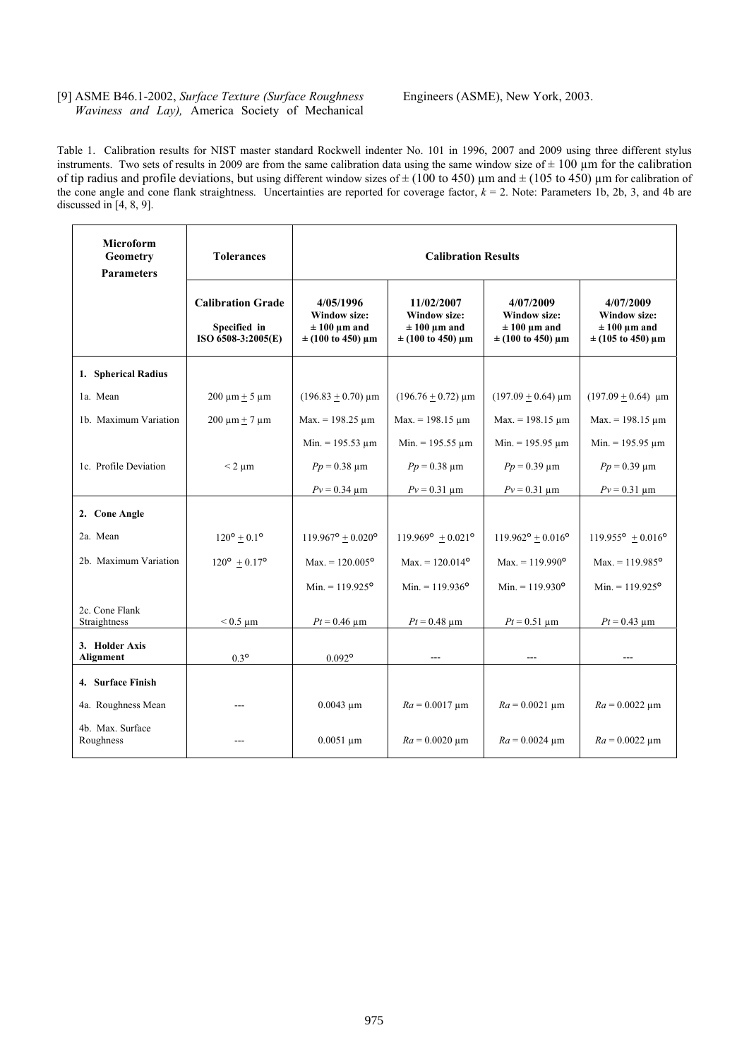[9] ASME B46.1-2002, *Surface Texture (Surface Roughness Waviness and Lay),* America Society of Mechanical Engineers (ASME), New York, 2003.

Table 1. Calibration results for NIST master standard Rockwell indenter No. 101 in 1996, 2007 and 2009 using three different stylus instruments. Two sets of results in 2009 are from the same calibration data using the same window size of ± 100 µm for the calibration of tip radius and profile deviations, but using different window sizes of ± (100 to 450) µm and ± (105 to 450) µm for calibration of the cone angle and cone flank straightness. Uncertainties are reported for coverage factor, $k$ = 2. Note: Parameters 1b, 2b, 3, and 4b are discussed in [4, 8, 9].

| **Microform Geometry Parameters** | **Tolerances** | **Calibration Results** | | | |
|---|---|---|---|---|---|
| | **Calibration Grade** Specified in ISO 6508-3:2005(E) | **4/05/1996** Window size: ± 100 µm and ± (100 to 450) µm | **11/02/2007** Window size: ± 100 µm and ± (100 to 450) µm | **4/07/2009** Window size: ± 100 µm and ± (100 to 450) µm | **4/07/2009** Window size: ± 100 µm and ± (105 to 450) µm |
| **1. Spherical Radius** | | | | | |
| 1a. Mean | 200 µm ± 5 µm | (196.83 ± 0.70) µm | (196.76 ± 0.72) µm | (197.09 ± 0.64) µm | (197.09 ± 0.64) µm |
| 1b. Maximum Variation | 200 µm ± 7 µm | Max. = 198.25 µm | Max. = 198.15 µm | Max. = 198.15 µm | Max. = 198.15 µm |
| | | Min. = 195.53 µm | Min. = 195.55 µm | Min. = 195.95 µm | Min. = 195.95 µm |
| 1c. Profile Deviation | < 2 µm | $Pp$ = 0.38 µm | $Pp$ = 0.38 µm | $Pp$ = 0.39 µm | $Pp$ = 0.39 µm |
| | | $Pv$ = 0.34 µm | $Pv$ = 0.31 µm | $Pv$ = 0.31 µm | $Pv$ = 0.31 µm |
| **2. Cone Angle** | | | | | |
| 2a. Mean | 120° ± 0.1° | 119.967° ± 0.020° | 119.969° ± 0.021° | 119.962° ± 0.016° | 119.955° ± 0.016° |
| 2b. Maximum Variation | 120° ± 0.17° | Max. = 120.005° | Max. = 120.014° | Max. = 119.990° | Max. = 119.985° |
| | | Min. = 119.925° | Min. = 119.936° | Min. = 119.930° | Min. = 119.925° |
| 2c. Cone Flank Straightness | < 0.5 µm | $Pt$ = 0.46 µm | $Pt$ = 0.48 µm | $Pt$ = 0.51 µm | $Pt$ = 0.43 µm |
| **3. Holder Axis Alignment** | 0.3° | 0.092° | --- | --- | --- |
| **4. Surface Finish** | | | | | |
| 4a. Roughness Mean | --- | 0.0043 µm | $Ra$ = 0.0017 µm | $Ra$ = 0.0021 µm | $Ra$ = 0.0022 µm |
| 4b. Max. Surface Roughness | --- | 0.0051 µm | $Ra$ = 0.0020 µm | $Ra$ = 0.0024 µm | $Ra$ = 0.0022 µm |